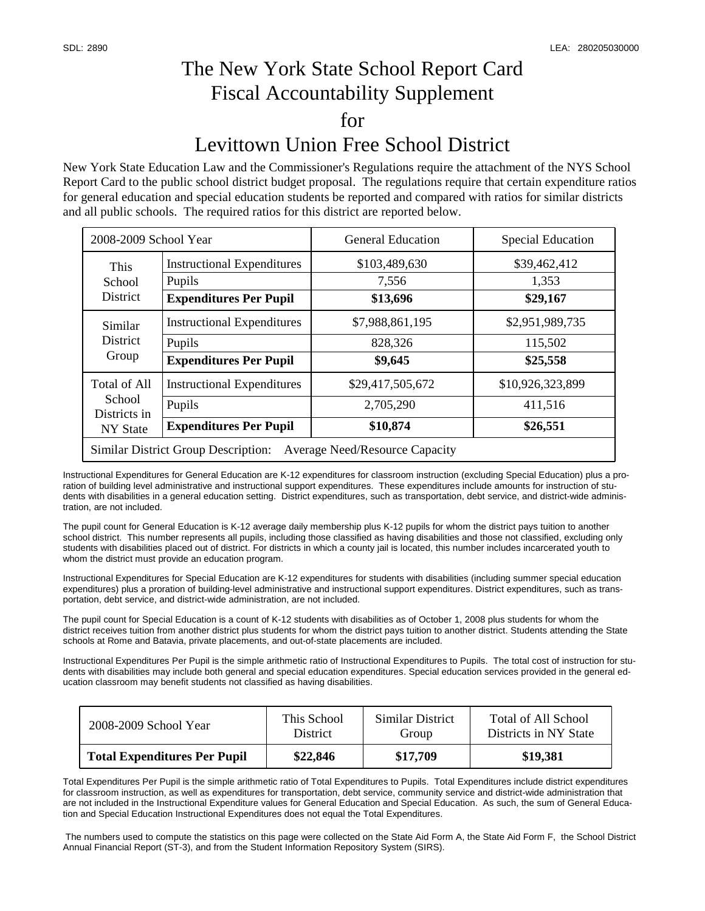SDL: 2890 LEA: 280205030000

# The New York State School Report Card Fiscal Accountability Supplement for Levittown Union Free School District

New York State Education Law and the Commissioner's Regulations require the attachment of the NYS School Report Card to the public school district budget proposal. The regulations require that certain expenditure ratios for general education and special education students be reported and compared with ratios for similar districts and all public schools. The required ratios for this district are reported below.

| 2008-2009 School Year | | General Education | Special Education |
|---|---|---|---|
| This School District | Instructional Expenditures | $103,489,630 | $39,462,412 |
| | Pupils | 7,556 | 1,353 |
| | **Expenditures Per Pupil** | **$13,696** | **$29,167** |
| Similar District Group | Instructional Expenditures | $7,988,861,195 | $2,951,989,735 |
| | Pupils | 828,326 | 115,502 |
| | **Expenditures Per Pupil** | **$9,645** | **$25,558** |
| Total of All School Districts in NY State | Instructional Expenditures | $29,417,505,672 | $10,926,323,899 |
| | Pupils | 2,705,290 | 411,516 |
| | **Expenditures Per Pupil** | **$10,874** | **$26,551** |
| Similar District Group Description: Average Need/Resource Capacity | | | |

Instructional Expenditures for General Education are K-12 expenditures for classroom instruction (excluding Special Education) plus a proration of building level administrative and instructional support expenditures. These expenditures include amounts for instruction of students with disabilities in a general education setting. District expenditures, such as transportation, debt service, and district-wide administration, are not included.

The pupil count for General Education is K-12 average daily membership plus K-12 pupils for whom the district pays tuition to another school district. This number represents all pupils, including those classified as having disabilities and those not classified, excluding only students with disabilities placed out of district. For districts in which a county jail is located, this number includes incarcerated youth to whom the district must provide an education program.

Instructional Expenditures for Special Education are K-12 expenditures for students with disabilities (including summer special education expenditures) plus a proration of building-level administrative and instructional support expenditures. District expenditures, such as transportation, debt service, and district-wide administration, are not included.

The pupil count for Special Education is a count of K-12 students with disabilities as of October 1, 2008 plus students for whom the district receives tuition from another district plus students for whom the district pays tuition to another district. Students attending the State schools at Rome and Batavia, private placements, and out-of-state placements are included.

Instructional Expenditures Per Pupil is the simple arithmetic ratio of Instructional Expenditures to Pupils. The total cost of instruction for students with disabilities may include both general and special education expenditures. Special education services provided in the general education classroom may benefit students not classified as having disabilities.

| 2008-2009 School Year | This School District | Similar District Group | Total of All School Districts in NY State |
|---|---|---|---|
| **Total Expenditures Per Pupil** | **$22,846** | **$17,709** | **$19,381** |

Total Expenditures Per Pupil is the simple arithmetic ratio of Total Expenditures to Pupils. Total Expenditures include district expenditures for classroom instruction, as well as expenditures for transportation, debt service, community service and district-wide administration that are not included in the Instructional Expenditure values for General Education and Special Education. As such, the sum of General Education and Special Education Instructional Expenditures does not equal the Total Expenditures.

The numbers used to compute the statistics on this page were collected on the State Aid Form A, the State Aid Form F, the School District Annual Financial Report (ST-3), and from the Student Information Repository System (SIRS).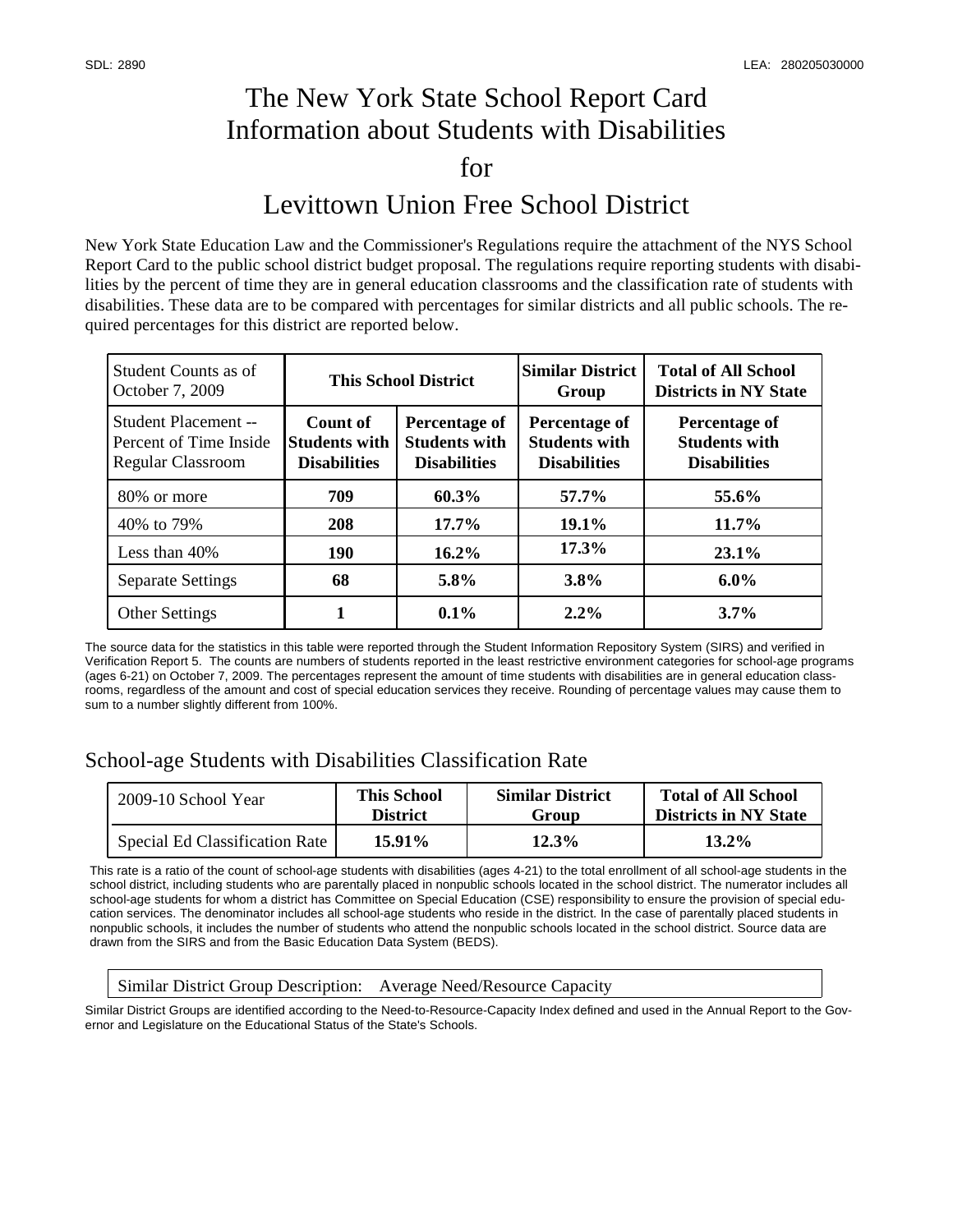SDL: 2890 LEA: 280205030000

# The New York State School Report Card Information about Students with Disabilities for Levittown Union Free School District

New York State Education Law and the Commissioner's Regulations require the attachment of the NYS School Report Card to the public school district budget proposal. The regulations require reporting students with disabilities by the percent of time they are in general education classrooms and the classification rate of students with disabilities. These data are to be compared with percentages for similar districts and all public schools. The required percentages for this district are reported below.

| Student Counts as of October 7, 2009 | This School District | | Similar District Group | Total of All School Districts in NY State |
|---|---|---|---|---|
| Student Placement -- Percent of Time Inside Regular Classroom | **Count of Students with Disabilities** | **Percentage of Students with Disabilities** | **Percentage of Students with Disabilities** | **Percentage of Students with Disabilities** |
| 80% or more | **709** | **60.3%** | **57.7%** | **55.6%** |
| 40% to 79% | **208** | **17.7%** | **19.1%** | **11.7%** |
| Less than 40% | **190** | **16.2%** | **17.3%** | **23.1%** |
| Separate Settings | **68** | **5.8%** | **3.8%** | **6.0%** |
| Other Settings | **1** | **0.1%** | **2.2%** | **3.7%** |

The source data for the statistics in this table were reported through the Student Information Repository System (SIRS) and verified in Verification Report 5. The counts are numbers of students reported in the least restrictive environment categories for school-age programs (ages 6-21) on October 7, 2009. The percentages represent the amount of time students with disabilities are in general education classrooms, regardless of the amount and cost of special education services they receive. Rounding of percentage values may cause them to sum to a number slightly different from 100%.

## School-age Students with Disabilities Classification Rate

| 2009-10 School Year | This School District | Similar District Group | Total of All School Districts in NY State |
|---|---|---|---|
| Special Ed Classification Rate | **15.91%** | **12.3%** | **13.2%** |

This rate is a ratio of the count of school-age students with disabilities (ages 4-21) to the total enrollment of all school-age students in the school district, including students who are parentally placed in nonpublic schools located in the school district. The numerator includes all school-age students for whom a district has Committee on Special Education (CSE) responsibility to ensure the provision of special education services. The denominator includes all school-age students who reside in the district. In the case of parentally placed students in nonpublic schools, it includes the number of students who attend the nonpublic schools located in the school district. Source data are drawn from the SIRS and from the Basic Education Data System (BEDS).

Similar District Group Description: Average Need/Resource Capacity

Similar District Groups are identified according to the Need-to-Resource-Capacity Index defined and used in the Annual Report to the Governor and Legislature on the Educational Status of the State's Schools.